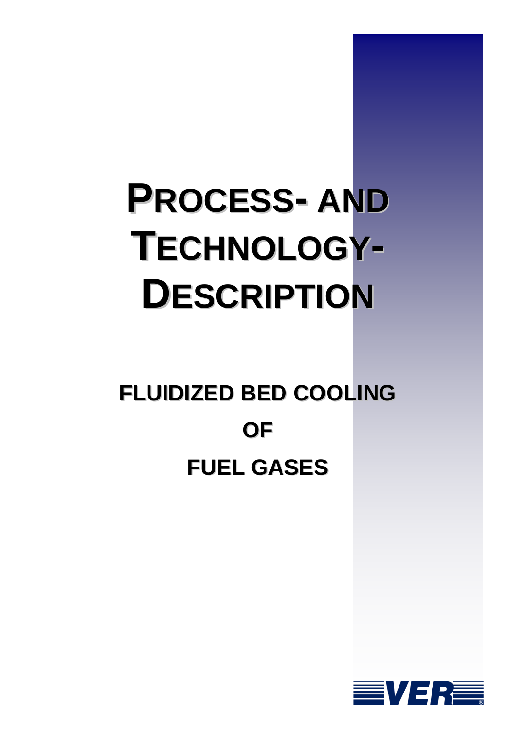# PROCESS- AND TECHNOLOGY-DESCRIPTION

## FLUIDIZED BED COOLING OF FUEL GASES

VER®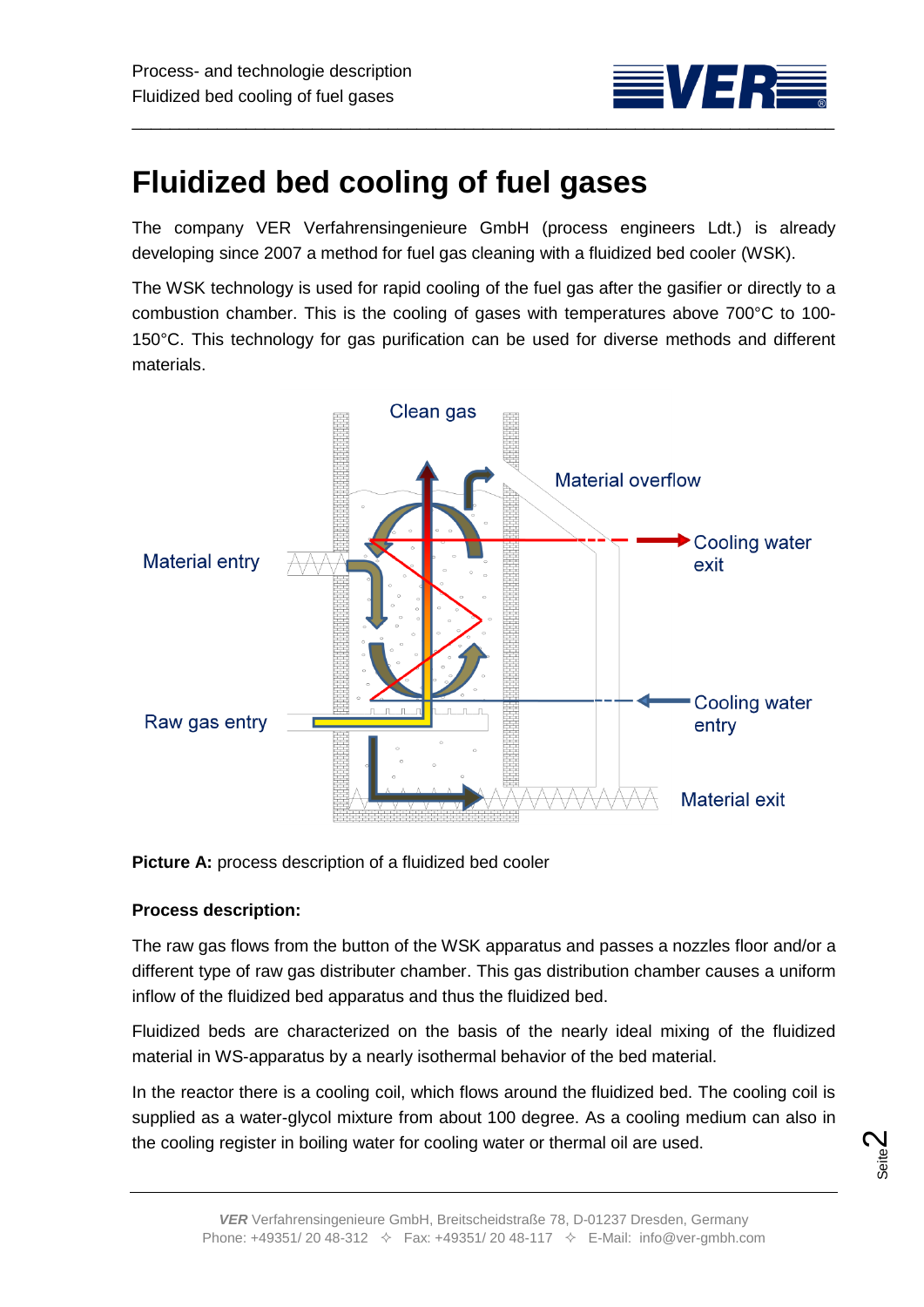# Fluidized bed cooling of fuel gases

The company VER Verfahrensingenieure GmbH (process engineers Ldt.) is already developing since 2007 a method for fuel gas cleaning with a fluidized bed cooler (WSK).

The WSK technology is used for rapid cooling of the fuel gas after the gasifier or directly to a combustion chamber. This is the cooling of gases with temperatures above 700°C to 100-150°C. This technology for gas purification can be used for diverse methods and different materials.

Clean gas

Material overflow

Material entry

Cooling water exit

Raw gas entry

Cooling water entry

Material exit

**Picture A:** process description of a fluidized bed cooler

**Process description:**

The raw gas flows from the button of the WSK apparatus and passes a nozzles floor and/or a different type of raw gas distributer chamber. This gas distribution chamber causes a uniform inflow of the fluidized bed apparatus and thus the fluidized bed.

Fluidized beds are characterized on the basis of the nearly ideal mixing of the fluidized material in WS-apparatus by a nearly isothermal behavior of the bed material.

In the reactor there is a cooling coil, which flows around the fluidized bed. The cooling coil is supplied as a water-glycol mixture from about 100 degree. As a cooling medium can also in the cooling register in boiling water for cooling water or thermal oil are used.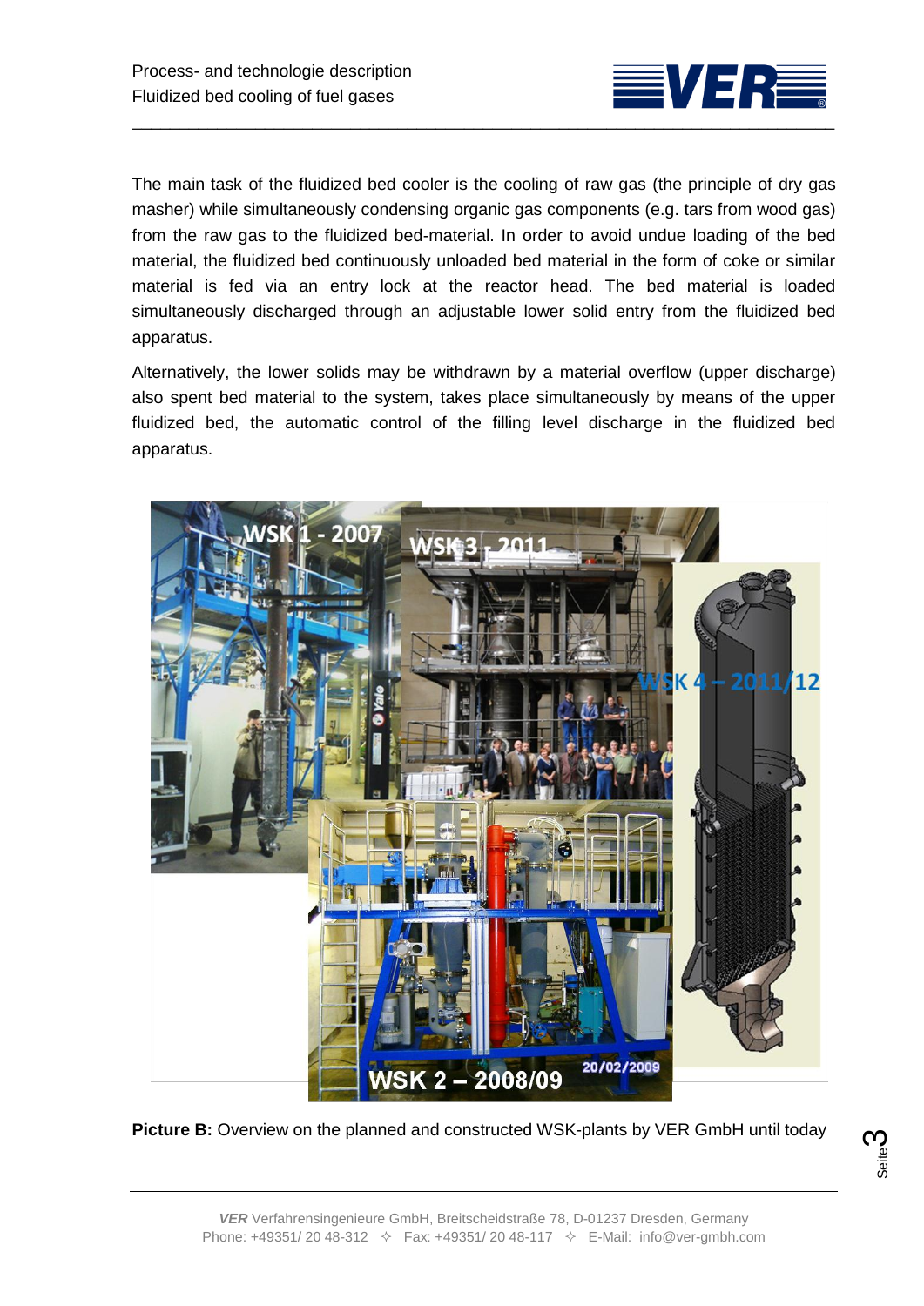The main task of the fluidized bed cooler is the cooling of raw gas (the principle of dry gas masher) while simultaneously condensing organic gas components (e.g. tars from wood gas) from the raw gas to the fluidized bed-material. In order to avoid undue loading of the bed material, the fluidized bed continuously unloaded bed material in the form of coke or similar material is fed via an entry lock at the reactor head. The bed material is loaded simultaneously discharged through an adjustable lower solid entry from the fluidized bed apparatus.

Alternatively, the lower solids may be withdrawn by a material overflow (upper discharge) also spent bed material to the system, takes place simultaneously by means of the upper fluidized bed, the automatic control of the filling level discharge in the fluidized bed apparatus.

**Picture B:** Overview on the planned and constructed WSK-plants by VER GmbH until today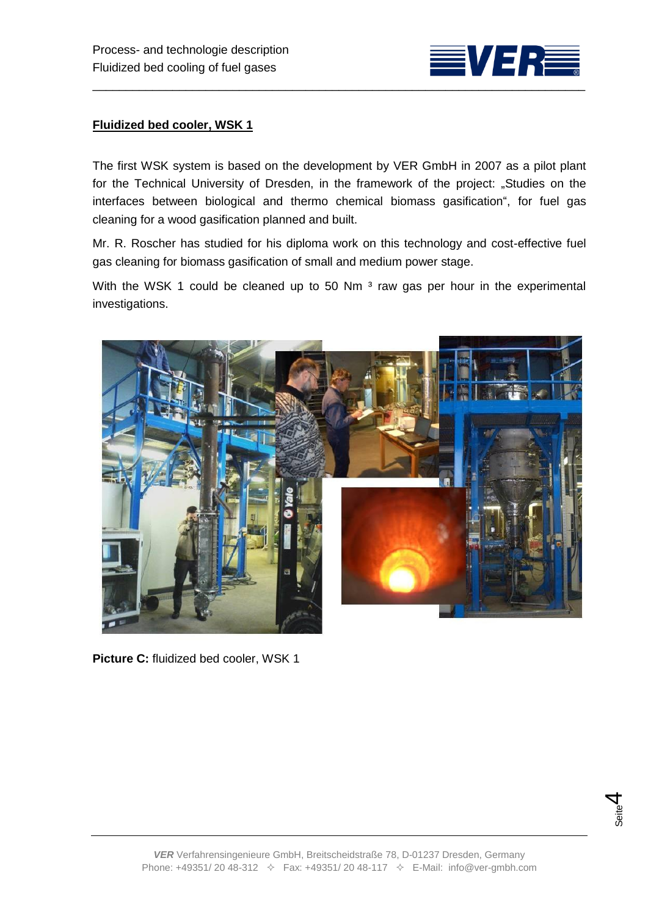## Fluidized bed cooler, WSK 1

The first WSK system is based on the development by VER GmbH in 2007 as a pilot plant for the Technical University of Dresden, in the framework of the project: „Studies on the interfaces between biological and thermo chemical biomass gasification", for fuel gas cleaning for a wood gasification planned and built.

Mr. R. Roscher has studied for his diploma work on this technology and cost-effective fuel gas cleaning for biomass gasification of small and medium power stage.

With the WSK 1 could be cleaned up to 50 $Nm^3$ raw gas per hour in the experimental investigations.

**Picture C:** fluidized bed cooler, WSK 1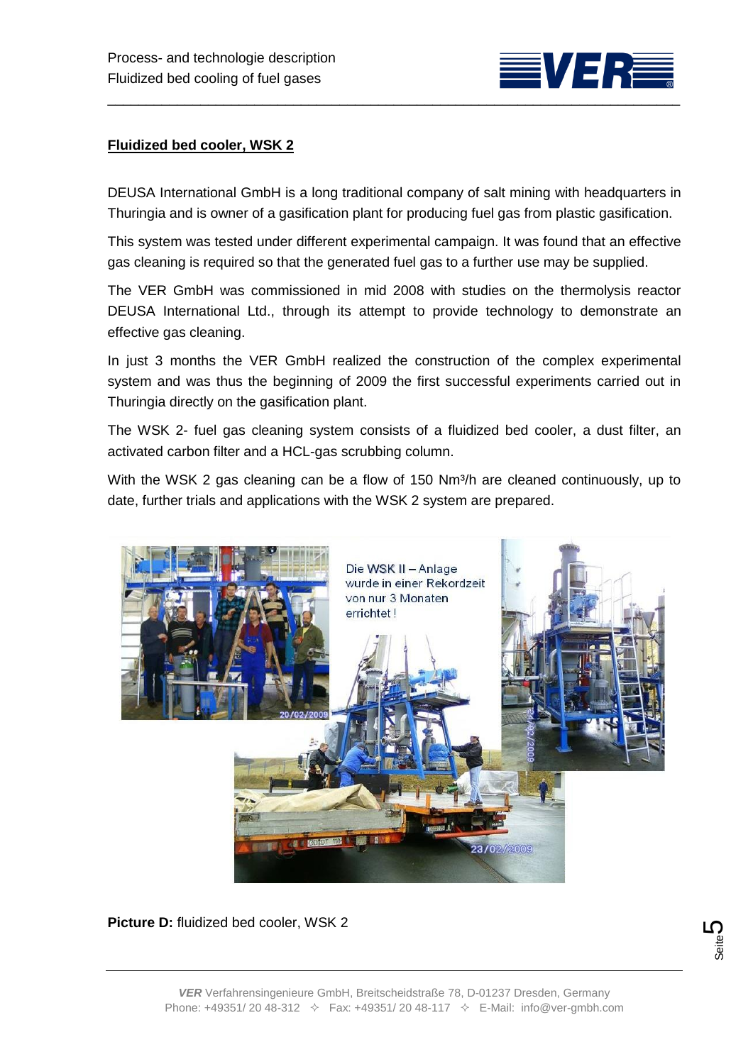## Fluidized bed cooler, WSK 2

DEUSA International GmbH is a long traditional company of salt mining with headquarters in Thuringia and is owner of a gasification plant for producing fuel gas from plastic gasification.

This system was tested under different experimental campaign. It was found that an effective gas cleaning is required so that the generated fuel gas to a further use may be supplied.

The VER GmbH was commissioned in mid 2008 with studies on the thermolysis reactor DEUSA International Ltd., through its attempt to provide technology to demonstrate an effective gas cleaning.

In just 3 months the VER GmbH realized the construction of the complex experimental system and was thus the beginning of 2009 the first successful experiments carried out in Thuringia directly on the gasification plant.

The WSK 2- fuel gas cleaning system consists of a fluidized bed cooler, a dust filter, an activated carbon filter and a HCL-gas scrubbing column.

With the WSK 2 gas cleaning can be a flow of 150 Nm³/h are cleaned continuously, up to date, further trials and applications with the WSK 2 system are prepared.

**Picture D:** fluidized bed cooler, WSK 2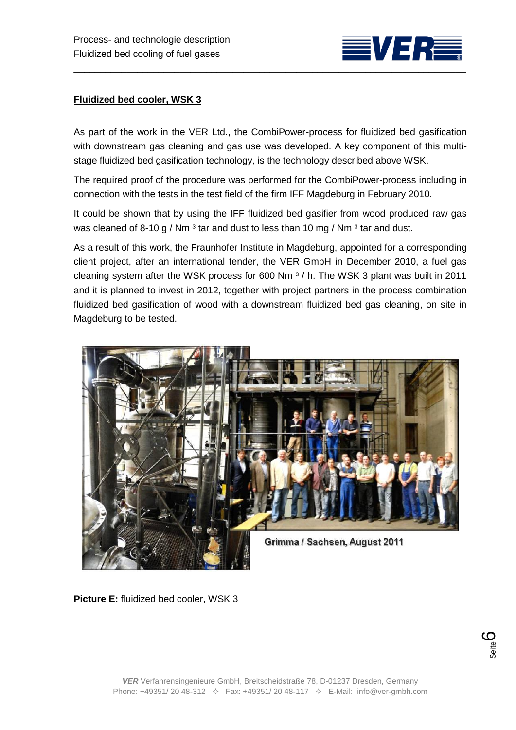## Fluidized bed cooler, WSK 3

As part of the work in the VER Ltd., the CombiPower-process for fluidized bed gasification with downstream gas cleaning and gas use was developed. A key component of this multi-stage fluidized bed gasification technology, is the technology described above WSK.

The required proof of the procedure was performed for the CombiPower-process including in connection with the tests in the test field of the firm IFF Magdeburg in February 2010.

It could be shown that by using the IFF fluidized bed gasifier from wood produced raw gas was cleaned of 8-10 g / Nm ³ tar and dust to less than 10 mg / Nm ³ tar and dust.

As a result of this work, the Fraunhofer Institute in Magdeburg, appointed for a corresponding client project, after an international tender, the VER GmbH in December 2010, a fuel gas cleaning system after the WSK process for 600 Nm ³ / h. The WSK 3 plant was built in 2011 and it is planned to invest in 2012, together with project partners in the process combination fluidized bed gasification of wood with a downstream fluidized bed gas cleaning, on site in Magdeburg to be tested.

Grimma / Sachsen, August 2011

**Picture E:** fluidized bed cooler, WSK 3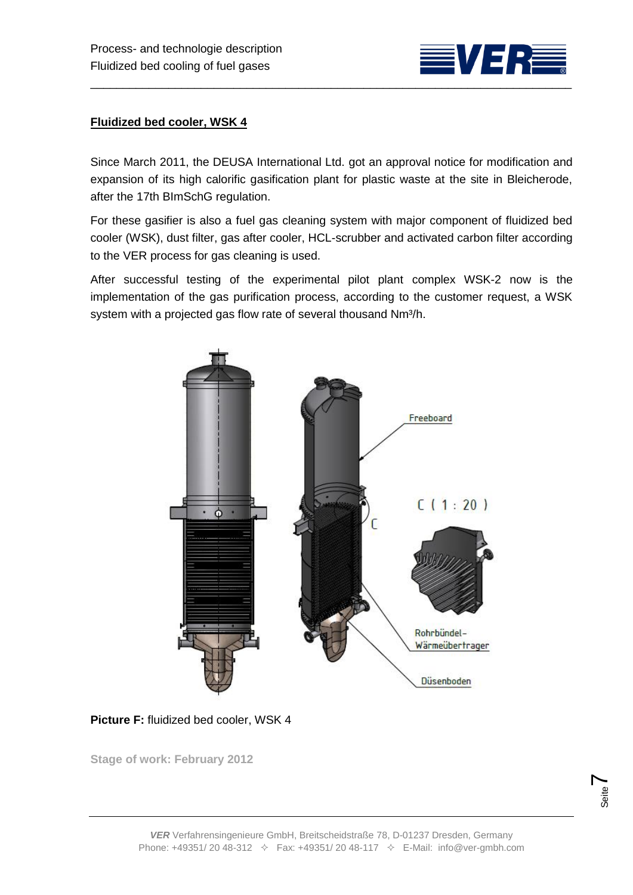## Fluidized bed cooler, WSK 4

Since March 2011, the DEUSA International Ltd. got an approval notice for modification and expansion of its high calorific gasification plant for plastic waste at the site in Bleicherode, after the 17th BImSchG regulation.

For these gasifier is also a fuel gas cleaning system with major component of fluidized bed cooler (WSK), dust filter, gas after cooler, HCL-scrubber and activated carbon filter according to the VER process for gas cleaning is used.

After successful testing of the experimental pilot plant complex WSK-2 now is the implementation of the gas purification process, according to the customer request, a WSK system with a projected gas flow rate of several thousand Nm³/h.

Freeboard

C ( 1 : 20 )

C

Rohrbündel-Wärmeübertrager

Düsenboden

**Picture F:** fluidized bed cooler, WSK 4

**Stage of work: February 2012**